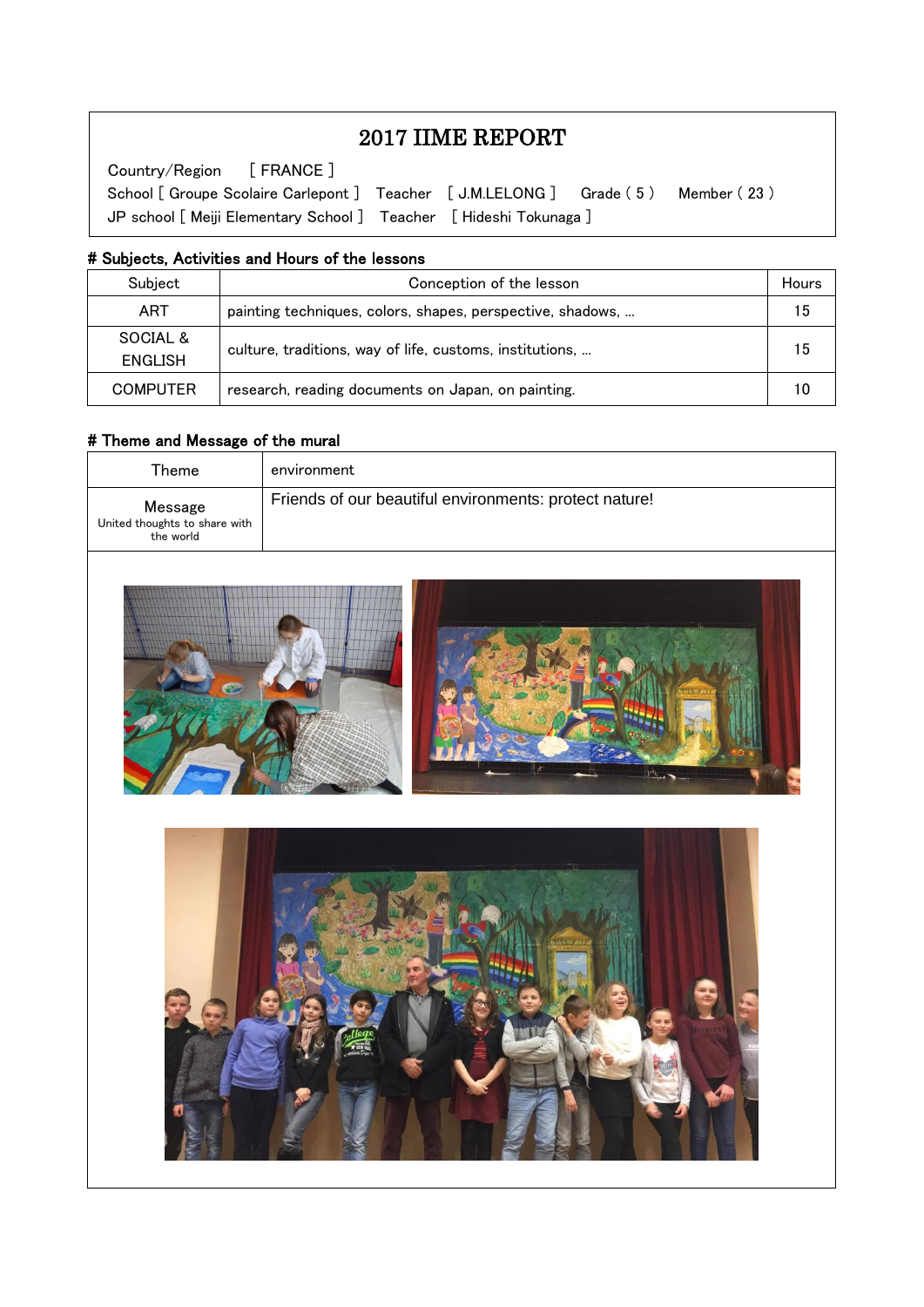# 2017 IIME REPORT

Country/Region [ FRANCE ]

School [ Groupe Scolaire Carlepont ] Teacher [ J.M.LELONG ] Grade ( 5 ) Member ( 23 )

JP school [ Meiji Elementary School ] Teacher [ Hideshi Tokunaga ]

## # Subjects, Activities and Hours of the lessons

| Subject | Conception of the lesson | Hours |
|---|---|---|
| ART | painting techniques, colors, shapes, perspective, shadows, … | 15 |
| SOCIAL & ENGLISH | culture, traditions, way of life, customs, institutions, … | 15 |
| COMPUTER | research, reading documents on Japan, on painting. | 10 |

## # Theme and Message of the mural

| Theme | environment |
|---|---|
| Message<br>United thoughts to share with the world | Friends of our beautiful environments: protect nature! |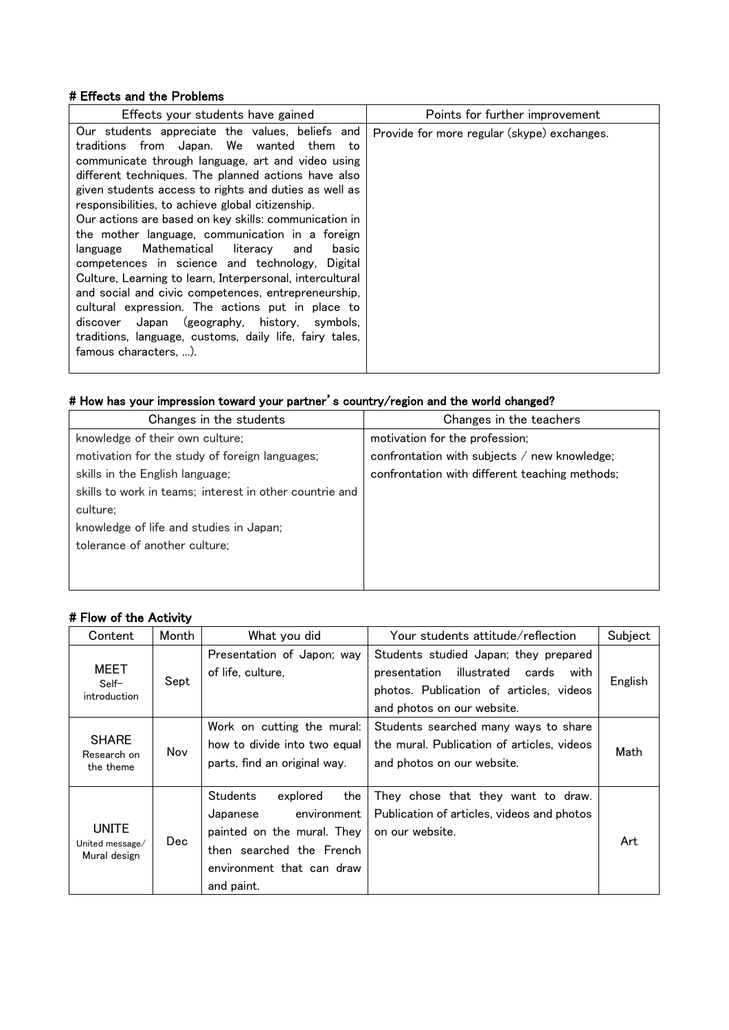# Effects and the Problems

| Effects your students have gained | Points for further improvement |
|---|---|
| Our students appreciate the values, beliefs and traditions from Japan. We wanted them to communicate through language, art and video using different techniques. The planned actions have also given students access to rights and duties as well as responsibilities, to achieve global citizenship.<br>Our actions are based on key skills: communication in the mother language, communication in a foreign language Mathematical literacy and basic competences in science and technology, Digital Culture, Learning to learn, Interpersonal, intercultural and social and civic competences, entrepreneurship, cultural expression. The actions put in place to discover Japan (geography, history, symbols, traditions, language, customs, daily life, fairy tales, famous characters, ...). | Provide for more regular (skype) exchanges. |

# How has your impression toward your partner's country/region and the world changed?

| Changes in the students | Changes in the teachers |
|---|---|
| knowledge of their own culture;<br>motivation for the study of foreign languages;<br>skills in the English language;<br>skills to work in teams; interest in other countrie and culture;<br>knowledge of life and studies in Japan;<br>tolerance of another culture; | motivation for the profession;<br>confrontation with subjects / new knowledge;<br>confrontation with different teaching methods; |

# Flow of the Activity

| Content | Month | What you did | Your students attitude/reflection | Subject |
|---|---|---|---|---|
| MEET<br>Self-introduction | Sept | Presentation of Japon; way of life, culture, | Students studied Japan; they prepared presentation illustrated cards with photos. Publication of articles, videos and photos on our website. | English |
| SHARE<br>Research on the theme | Nov | Work on cutting the mural: how to divide into two equal parts, find an original way. | Students searched many ways to share the mural. Publication of articles, videos and photos on our website. | Math |
| UNITE<br>United message/ Mural design | Dec | Students explored the Japanese environment painted on the mural. They then searched the French environment that can draw and paint. | They chose that they want to draw. Publication of articles, videos and photos on our website. | Art |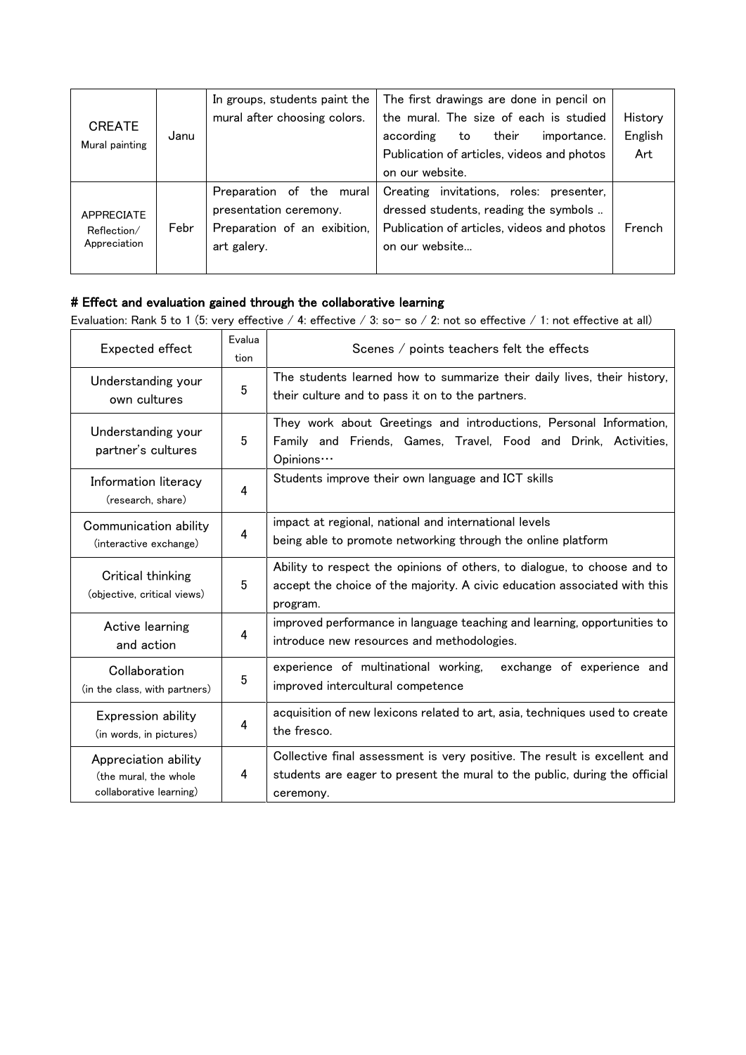| | | | | |
|---|---|---|---|---|
| CREATE<br>Mural painting | Janu | In groups, students paint the mural after choosing colors. | The first drawings are done in pencil on the mural. The size of each is studied according to their importance. Publication of articles, videos and photos on our website. | History<br>English<br>Art |
| APPRECIATE<br>Reflection/<br>Appreciation | Febr | Preparation of the mural presentation ceremony.<br>Preparation of an exibition, art galery. | Creating invitations, roles: presenter, dressed students, reading the symbols ..<br>Publication of articles, videos and photos on our website... | French |

# Effect and evaluation gained through the collaborative learning

Evaluation: Rank 5 to 1 (5: very effective / 4: effective / 3: so- so / 2: not so effective / 1: not effective at all)

| Expected effect | Evaluation | Scenes / points teachers felt the effects |
|---|---|---|
| Understanding your own cultures | 5 | The students learned how to summarize their daily lives, their history, their culture and to pass it on to the partners. |
| Understanding your partner's cultures | 5 | They work about Greetings and introductions, Personal Information, Family and Friends, Games, Travel, Food and Drink, Activities, Opinions… |
| Information literacy<br>(research, share) | 4 | Students improve their own language and ICT skills |
| Communication ability<br>(interactive exchange) | 4 | impact at regional, national and international levels<br>being able to promote networking through the online platform |
| Critical thinking<br>(objective, critical views) | 5 | Ability to respect the opinions of others, to dialogue, to choose and to accept the choice of the majority. A civic education associated with this program. |
| Active learning and action | 4 | improved performance in language teaching and learning, opportunities to introduce new resources and methodologies. |
| Collaboration<br>(in the class, with partners) | 5 | experience of multinational working, exchange of experience and improved intercultural competence |
| Expression ability<br>(in words, in pictures) | 4 | acquisition of new lexicons related to art, asia, techniques used to create the fresco. |
| Appreciation ability<br>(the mural, the whole collaborative learning) | 4 | Collective final assessment is very positive. The result is excellent and students are eager to present the mural to the public, during the official ceremony. |